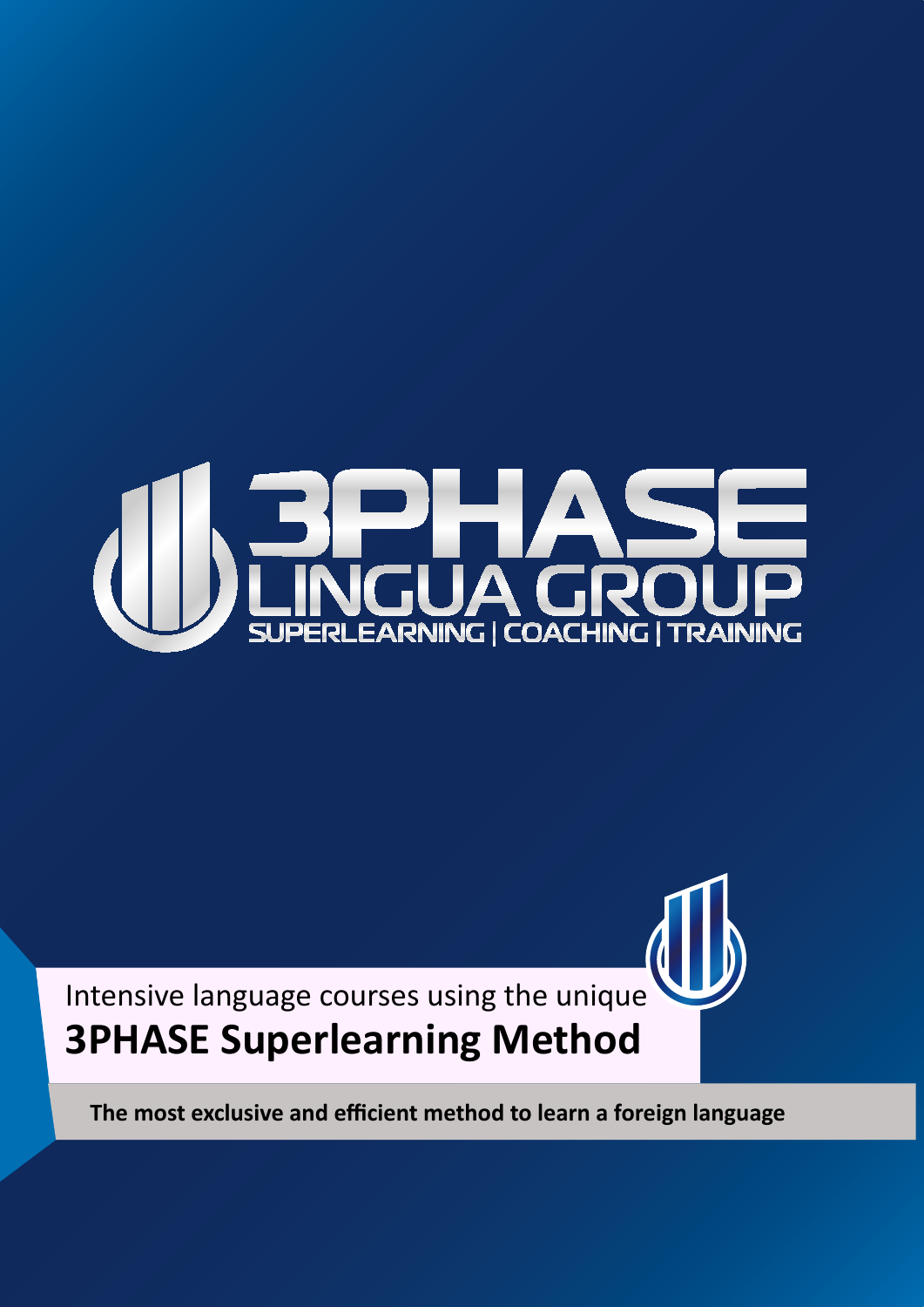# 3PHASE LINGUA GROUP

SUPERLEARNING | COACHING | TRAINING

Intensive language courses using the unique

## 3PHASE Superlearning Method

**The most exclusive and efficient method to learn a foreign language**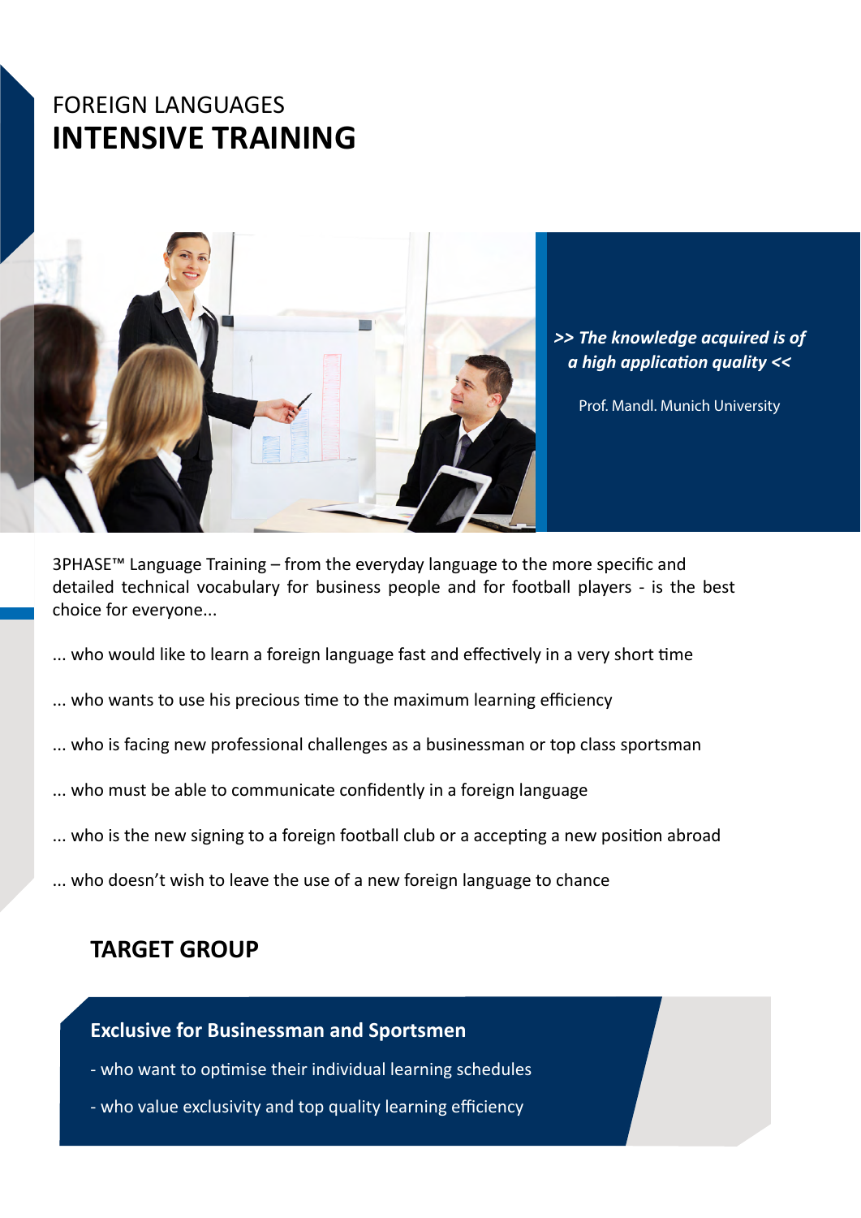# FOREIGN LANGUAGES
# INTENSIVE TRAINING

***>> The knowledge acquired is of a high application quality <<***

Prof. Mandl. Munich University

3PHASE™ Language Training – from the everyday language to the more specific and detailed technical vocabulary for business people and for football players - is the best choice for everyone...

... who would like to learn a foreign language fast and effectively in a very short time

... who wants to use his precious time to the maximum learning efficiency

... who is facing new professional challenges as a businessman or top class sportsman

... who must be able to communicate confidently in a foreign language

... who is the new signing to a foreign football club or a accepting a new position abroad

... who doesn't wish to leave the use of a new foreign language to chance

## TARGET GROUP

**Exclusive for Businessman and Sportsmen**

- who want to optimise their individual learning schedules
- who value exclusivity and top quality learning efficiency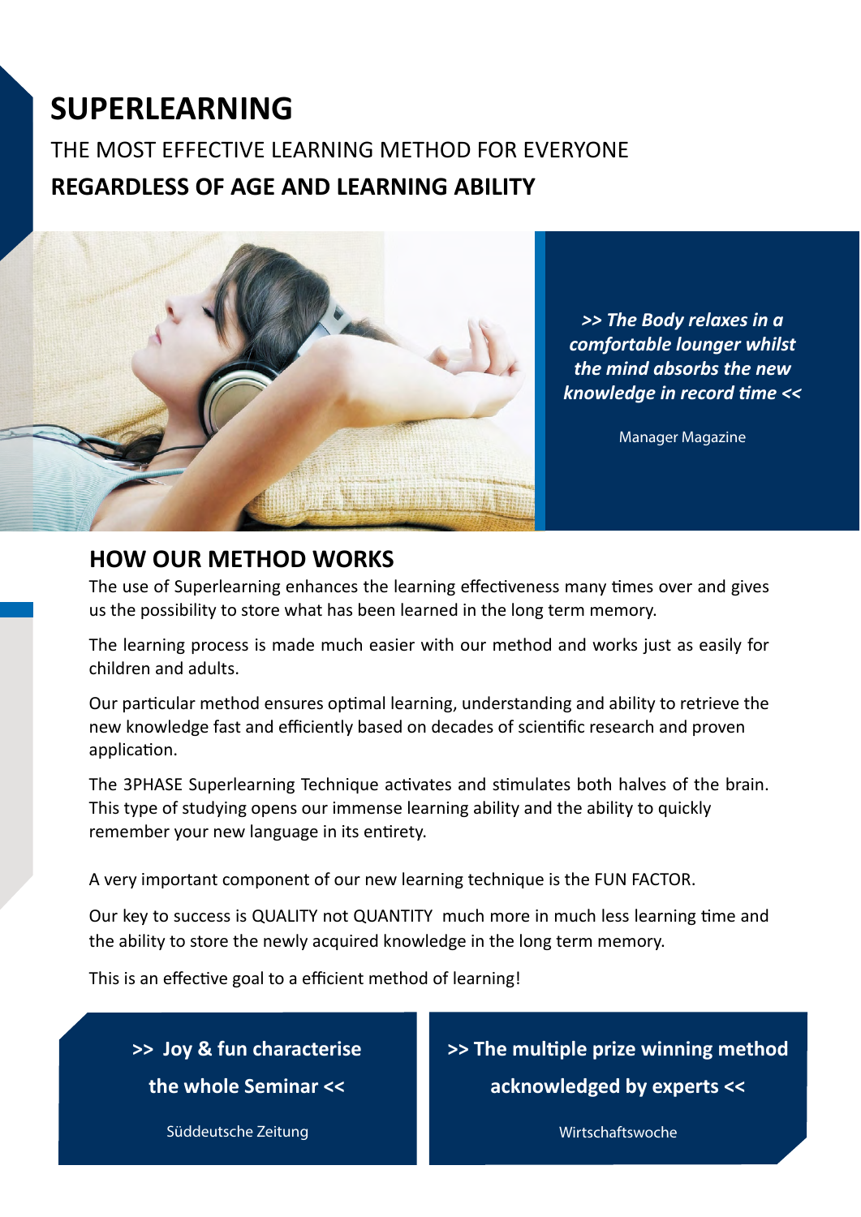# SUPERLEARNING

THE MOST EFFECTIVE LEARNING METHOD FOR EVERYONE

**REGARDLESS OF AGE AND LEARNING ABILITY**

***>> The Body relaxes in a comfortable lounger whilst the mind absorbs the new knowledge in record time <<***

Manager Magazine

## HOW OUR METHOD WORKS

The use of Superlearning enhances the learning effectiveness many times over and gives us the possibility to store what has been learned in the long term memory.

The learning process is made much easier with our method and works just as easily for children and adults.

Our particular method ensures optimal learning, understanding and ability to retrieve the new knowledge fast and efficiently based on decades of scientific research and proven application.

The 3PHASE Superlearning Technique activates and stimulates both halves of the brain. This type of studying opens our immense learning ability and the ability to quickly remember your new language in its entirety.

A very important component of our new learning technique is the FUN FACTOR.

Our key to success is QUALITY not QUANTITY  much more in much less learning time and the ability to store the newly acquired knowledge in the long term memory.

This is an effective goal to a efficient method of learning!

**>> Joy & fun characterise the whole Seminar <<**

Süddeutsche Zeitung

**>> The multiple prize winning method acknowledged by experts <<**

Wirtschaftswoche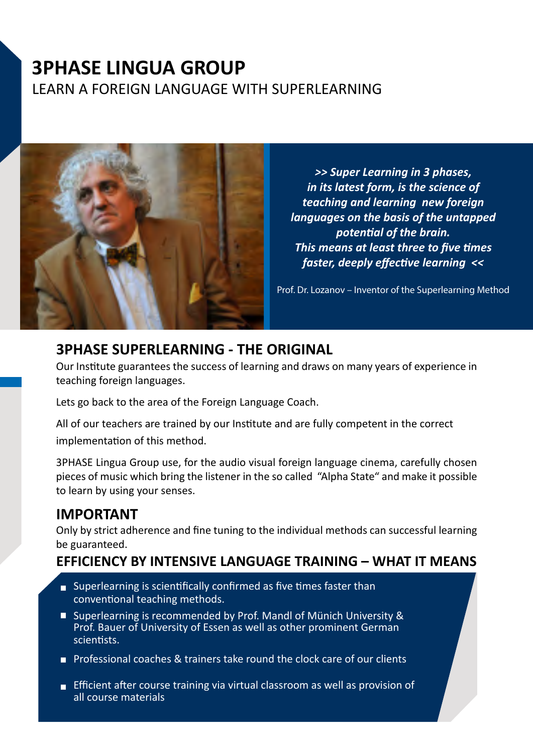# 3PHASE LINGUA GROUP

LEARN A FOREIGN LANGUAGE WITH SUPERLEARNING

***>> Super Learning in 3 phases, in its latest form, is the science of teaching and learning new foreign languages on the basis of the untapped potential of the brain. This means at least three to five times faster, deeply effective learning <<***

Prof. Dr. Lozanov – Inventor of the Superlearning Method

## 3PHASE SUPERLEARNING - THE ORIGINAL

Our Institute guarantees the success of learning and draws on many years of experience in teaching foreign languages.

Lets go back to the area of the Foreign Language Coach.

All of our teachers are trained by our Institute and are fully competent in the correct implementation of this method.

3PHASE Lingua Group use, for the audio visual foreign language cinema, carefully chosen pieces of music which bring the listener in the so called "Alpha State" and make it possible to learn by using your senses.

## IMPORTANT

Only by strict adherence and fine tuning to the individual methods can successful learning be guaranteed.

## EFFICIENCY BY INTENSIVE LANGUAGE TRAINING – WHAT IT MEANS

- Superlearning is scientifically confirmed as five times faster than conventional teaching methods.
- Superlearning is recommended by Prof. Mandl of Münich University & Prof. Bauer of University of Essen as well as other prominent German scientists.
- Professional coaches & trainers take round the clock care of our clients
- Efficient after course training via virtual classroom as well as provision of all course materials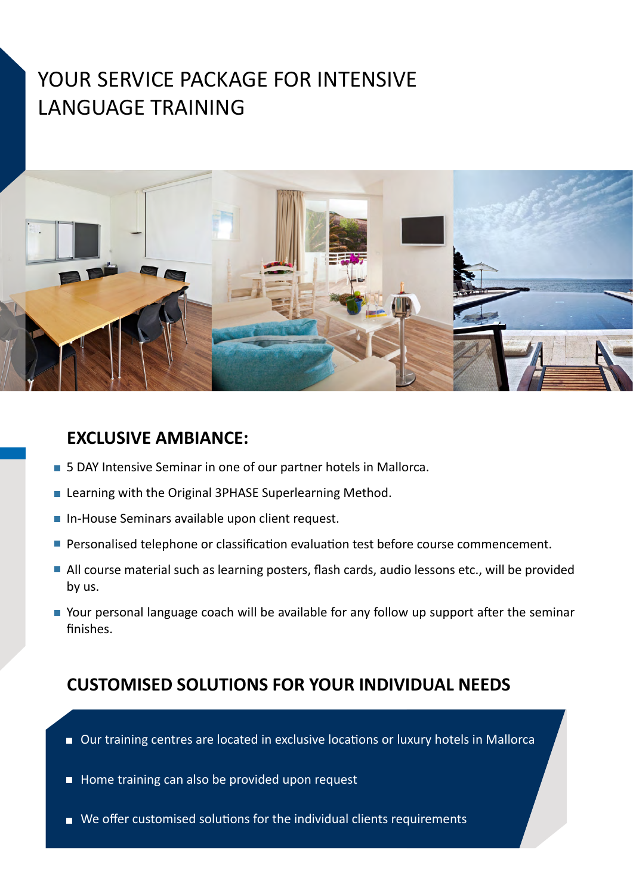# YOUR SERVICE PACKAGE FOR INTENSIVE LANGUAGE TRAINING

## EXCLUSIVE AMBIANCE:

- 5 DAY Intensive Seminar in one of our partner hotels in Mallorca.
- Learning with the Original 3PHASE Superlearning Method.
- In-House Seminars available upon client request.
- Personalised telephone or classification evaluation test before course commencement.
- All course material such as learning posters, flash cards, audio lessons etc., will be provided by us.
- Your personal language coach will be available for any follow up support after the seminar finishes.

## CUSTOMISED SOLUTIONS FOR YOUR INDIVIDUAL NEEDS

- Our training centres are located in exclusive locations or luxury hotels in Mallorca
- Home training can also be provided upon request
- We offer customised solutions for the individual clients requirements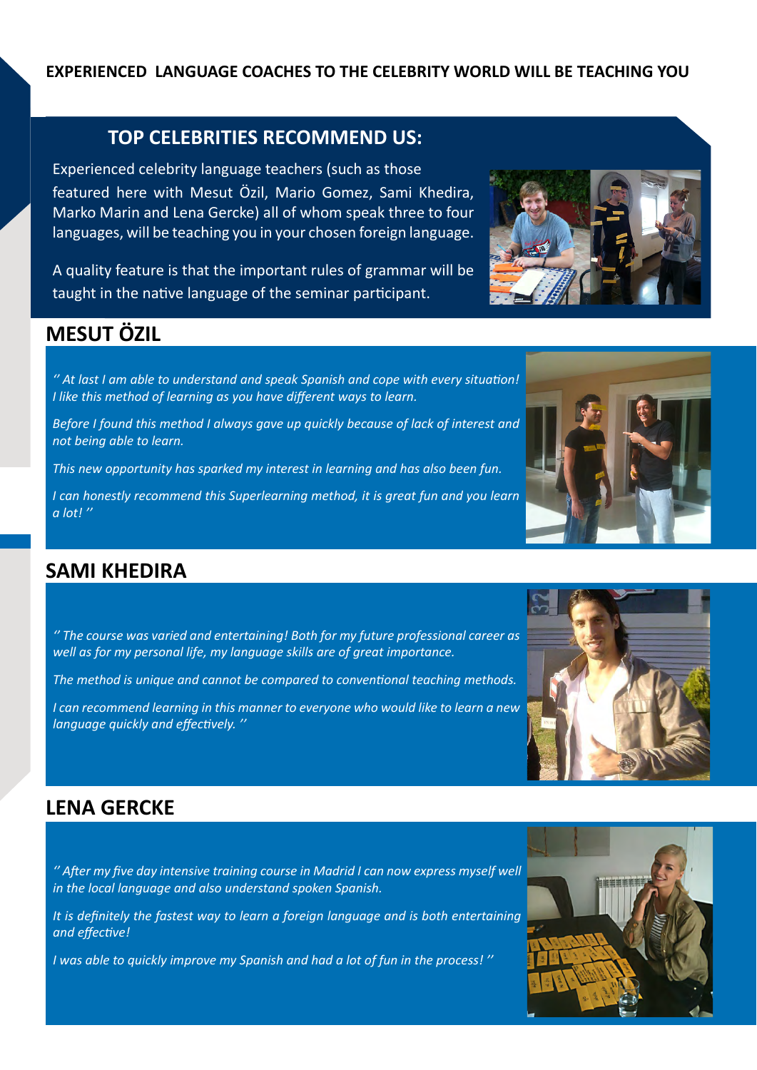**EXPERIENCED LANGUAGE COACHES TO THE CELEBRITY WORLD WILL BE TEACHING YOU**

## TOP CELEBRITIES RECOMMEND US:

Experienced celebrity language teachers (such as those featured here with Mesut Özil, Mario Gomez, Sami Khedira, Marko Marin and Lena Gercke) all of whom speak three to four languages, will be teaching you in your chosen foreign language.

A quality feature is that the important rules of grammar will be taught in the native language of the seminar participant.

## MESUT ÖZIL

*'' At last I am able to understand and speak Spanish and cope with every situation! I like this method of learning as you have different ways to learn.*

*Before I found this method I always gave up quickly because of lack of interest and not being able to learn.*

*This new opportunity has sparked my interest in learning and has also been fun.*

*I can honestly recommend this Superlearning method, it is great fun and you learn a lot! ''*

## SAMI KHEDIRA

*'' The course was varied and entertaining! Both for my future professional career as well as for my personal life, my language skills are of great importance.*

*The method is unique and cannot be compared to conventional teaching methods.*

*I can recommend learning in this manner to everyone who would like to learn a new language quickly and effectively. ''*

## LENA GERCKE

*'' After my five day intensive training course in Madrid I can now express myself well in the local language and also understand spoken Spanish.*

*It is definitely the fastest way to learn a foreign language and is both entertaining and effective!*

*I was able to quickly improve my Spanish and had a lot of fun in the process! ''*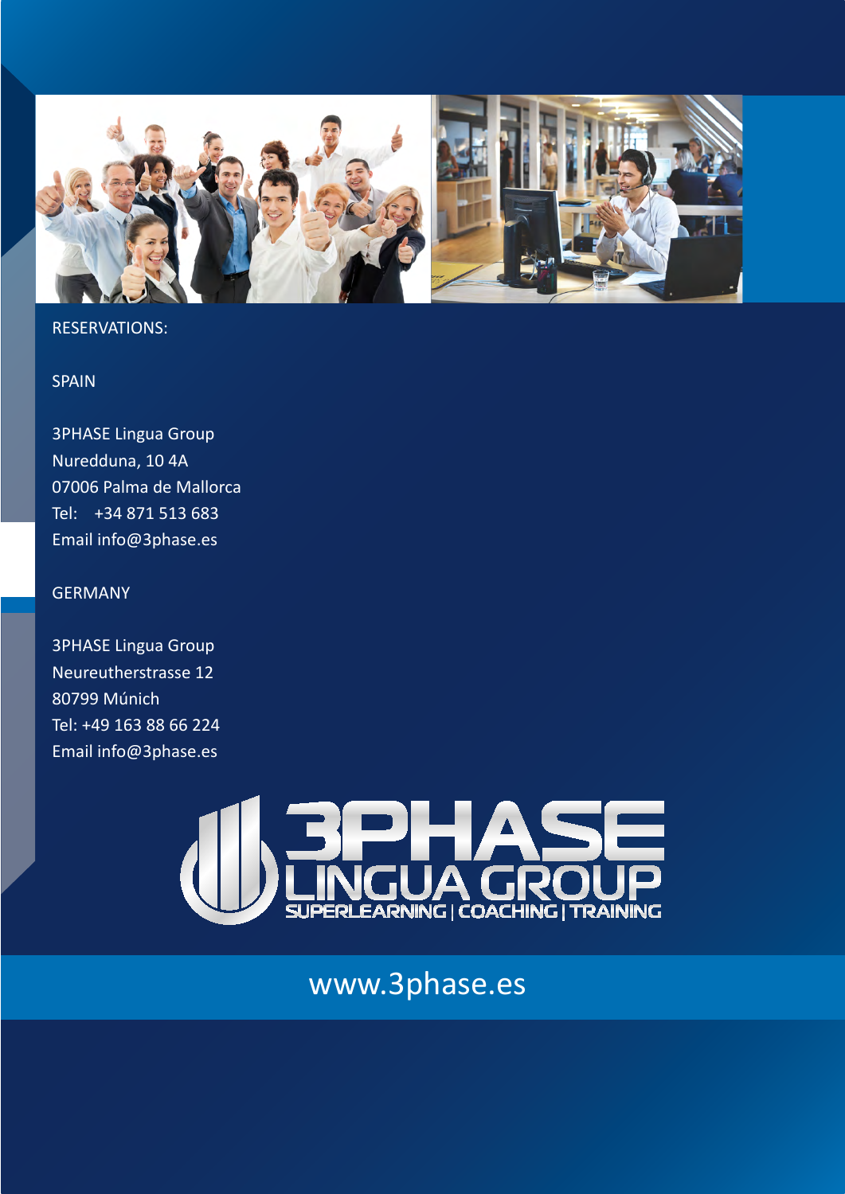RESERVATIONS:

SPAIN

3PHASE Lingua Group
Nuredduna, 10 4A
07006 Palma de Mallorca
Tel: +34 871 513 683
Email info@3phase.es

GERMANY

3PHASE Lingua Group
Neureutherstrasse 12
80799 Múnich
Tel: +49 163 88 66 224
Email info@3phase.es

3PHASE
LINGUA GROUP
SUPERLEARNING | COACHING | TRAINING

www.3phase.es